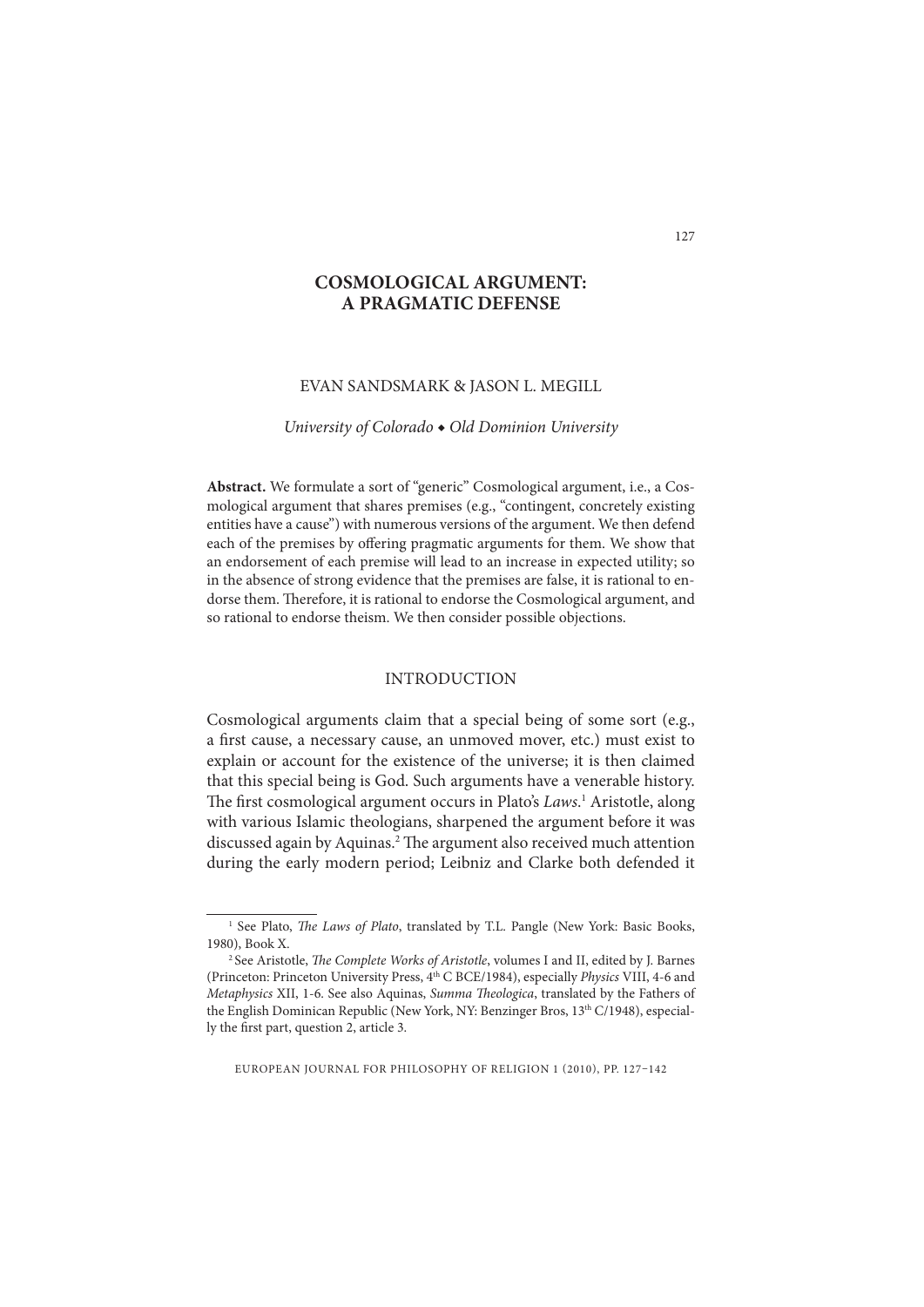# COSMOLOGICAL ARGUMENT: A PRAGMATIC DEFENSE

EVAN SANDSMARK & JASON L. MEGILL

*University of Colorado ◆ Old Dominion University*

**Abstract.** We formulate a sort of "generic" Cosmological argument, i.e., a Cosmological argument that shares premises (e.g., "contingent, concretely existing entities have a cause") with numerous versions of the argument. We then defend each of the premises by offering pragmatic arguments for them. We show that an endorsement of each premise will lead to an increase in expected utility; so in the absence of strong evidence that the premises are false, it is rational to endorse them. Therefore, it is rational to endorse the Cosmological argument, and so rational to endorse theism. We then consider possible objections.

## INTRODUCTION

Cosmological arguments claim that a special being of some sort (e.g., a first cause, a necessary cause, an unmoved mover, etc.) must exist to explain or account for the existence of the universe; it is then claimed that this special being is God. Such arguments have a venerable history. The first cosmological argument occurs in Plato's *Laws*.[1] Aristotle, along with various Islamic theologians, sharpened the argument before it was discussed again by Aquinas.[2] The argument also received much attention during the early modern period; Leibniz and Clarke both defended it

---

[1] See Plato, *The Laws of Plato*, translated by T.L. Pangle (New York: Basic Books, 1980), Book X.

[2] See Aristotle, *The Complete Works of Aristotle*, volumes I and II, edited by J. Barnes (Princeton: Princeton University Press, 4th C BCE/1984), especially *Physics* VIII, 4-6 and *Metaphysics* XII, 1-6. See also Aquinas, *Summa Theologica*, translated by the Fathers of the English Dominican Republic (New York, NY: Benzinger Bros, 13th C/1948), especially the first part, question 2, article 3.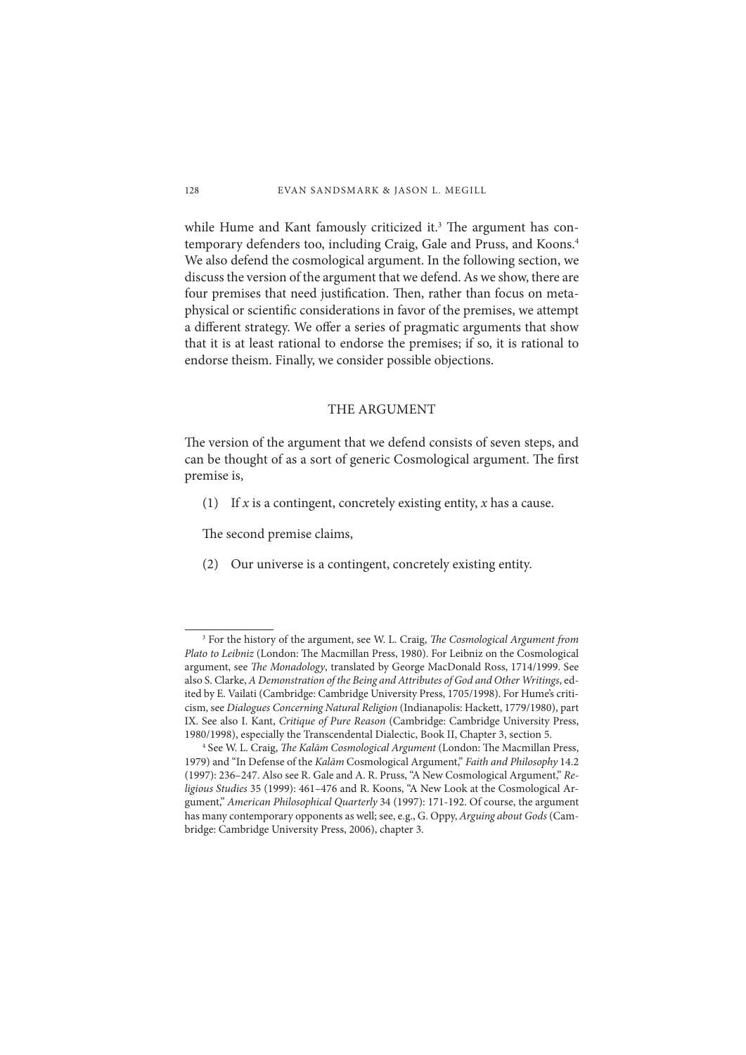while Hume and Kant famously criticized it.[3] The argument has contemporary defenders too, including Craig, Gale and Pruss, and Koons.[4] We also defend the cosmological argument. In the following section, we discuss the version of the argument that we defend. As we show, there are four premises that need justification. Then, rather than focus on metaphysical or scientific considerations in favor of the premises, we attempt a different strategy. We offer a series of pragmatic arguments that show that it is at least rational to endorse the premises; if so, it is rational to endorse theism. Finally, we consider possible objections.

## THE ARGUMENT

The version of the argument that we defend consists of seven steps, and can be thought of as a sort of generic Cosmological argument. The first premise is,

(1) If $x$ is a contingent, concretely existing entity, $x$ has a cause.

The second premise claims,

(2) Our universe is a contingent, concretely existing entity.

---

[3] For the history of the argument, see W. L. Craig, *The Cosmological Argument from Plato to Leibniz* (London: The Macmillan Press, 1980). For Leibniz on the Cosmological argument, see *The Monadology*, translated by George MacDonald Ross, 1714/1999. See also S. Clarke, *A Demonstration of the Being and Attributes of God and Other Writings*, edited by E. Vailati (Cambridge: Cambridge University Press, 1705/1998). For Hume's criticism, see *Dialogues Concerning Natural Religion* (Indianapolis: Hackett, 1779/1980), part IX. See also I. Kant, *Critique of Pure Reason* (Cambridge: Cambridge University Press, 1980/1998), especially the Transcendental Dialectic, Book II, Chapter 3, section 5.

[4] See W. L. Craig, *The Kalām Cosmological Argument* (London: The Macmillan Press, 1979) and "In Defense of the *Kalām* Cosmological Argument," *Faith and Philosophy* 14.2 (1997): 236–247. Also see R. Gale and A. R. Pruss, "A New Cosmological Argument," *Religious Studies* 35 (1999): 461–476 and R. Koons, "A New Look at the Cosmological Argument," *American Philosophical Quarterly* 34 (1997): 171-192. Of course, the argument has many contemporary opponents as well; see, e.g., G. Oppy, *Arguing about Gods* (Cambridge: Cambridge University Press, 2006), chapter 3.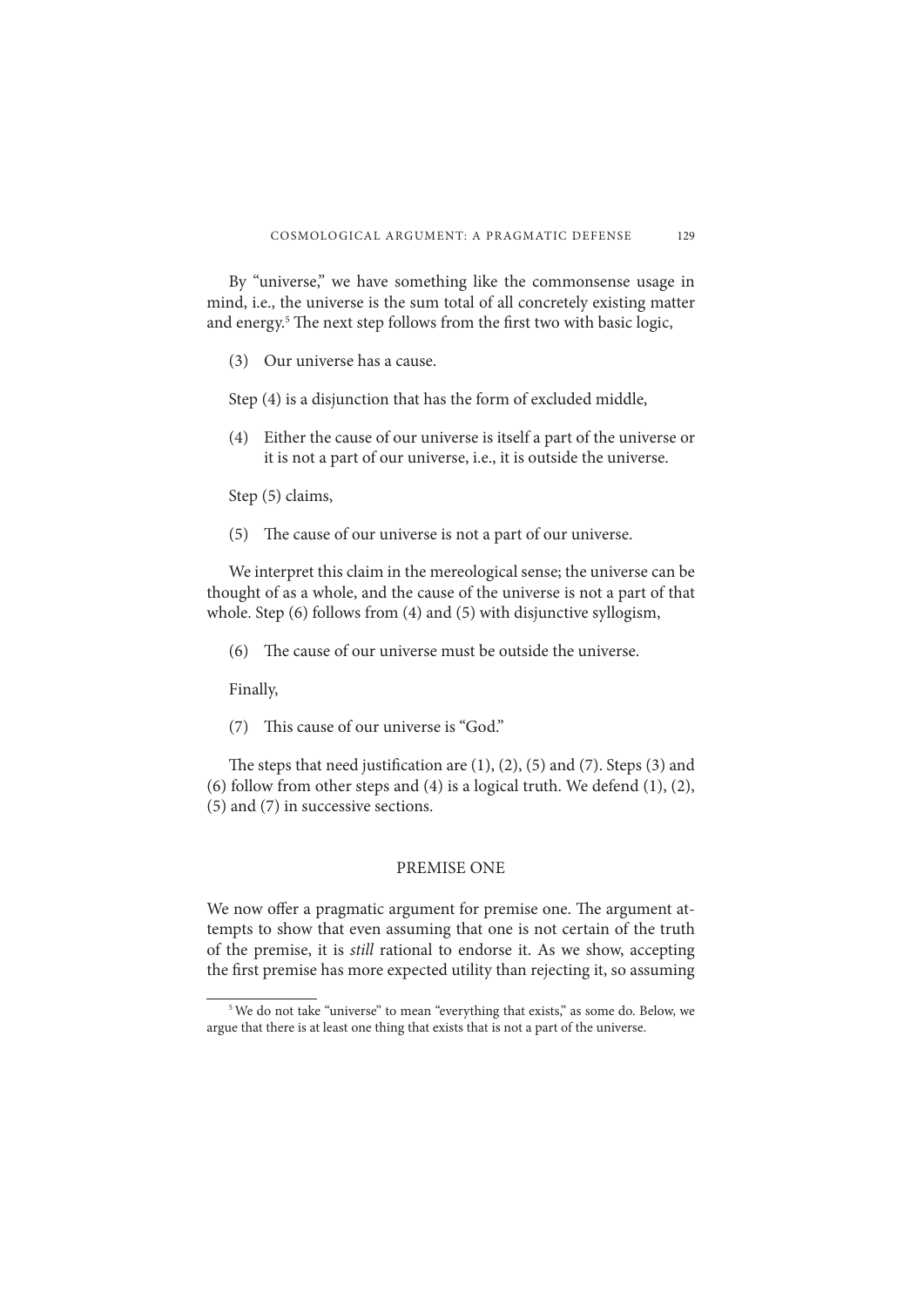By "universe," we have something like the commonsense usage in mind, i.e., the universe is the sum total of all concretely existing matter and energy.[5] The next step follows from the first two with basic logic,

(3) Our universe has a cause.

Step (4) is a disjunction that has the form of excluded middle,

(4) Either the cause of our universe is itself a part of the universe or it is not a part of our universe, i.e., it is outside the universe.

Step (5) claims,

(5) The cause of our universe is not a part of our universe.

We interpret this claim in the mereological sense; the universe can be thought of as a whole, and the cause of the universe is not a part of that whole. Step (6) follows from (4) and (5) with disjunctive syllogism,

(6) The cause of our universe must be outside the universe.

Finally,

(7) This cause of our universe is "God."

The steps that need justification are (1), (2), (5) and (7). Steps (3) and (6) follow from other steps and (4) is a logical truth. We defend (1), (2), (5) and (7) in successive sections.

## PREMISE ONE

We now offer a pragmatic argument for premise one. The argument attempts to show that even assuming that one is not certain of the truth of the premise, it is *still* rational to endorse it. As we show, accepting the first premise has more expected utility than rejecting it, so assuming

---

[5] We do not take "universe" to mean "everything that exists," as some do. Below, we argue that there is at least one thing that exists that is not a part of the universe.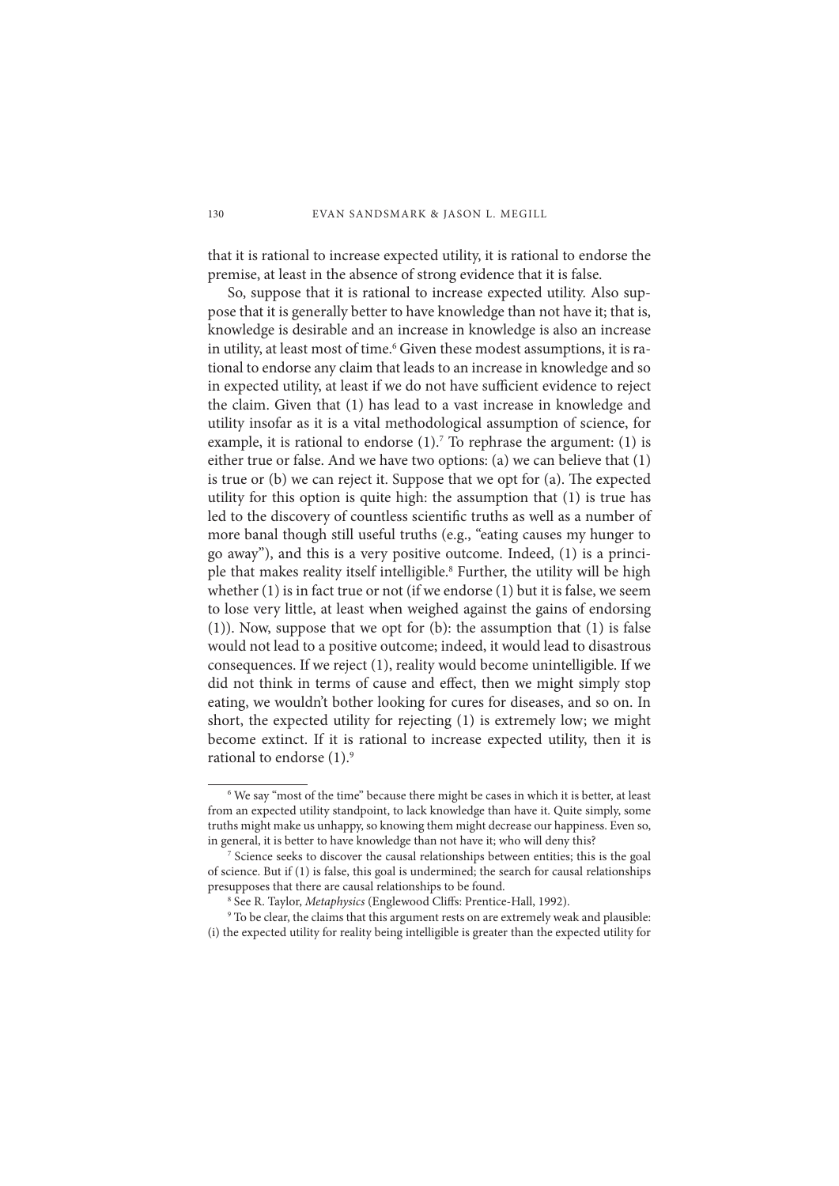that it is rational to increase expected utility, it is rational to endorse the premise, at least in the absence of strong evidence that it is false.

So, suppose that it is rational to increase expected utility. Also suppose that it is generally better to have knowledge than not have it; that is, knowledge is desirable and an increase in knowledge is also an increase in utility, at least most of time.[6] Given these modest assumptions, it is rational to endorse any claim that leads to an increase in knowledge and so in expected utility, at least if we do not have sufficient evidence to reject the claim. Given that (1) has lead to a vast increase in knowledge and utility insofar as it is a vital methodological assumption of science, for example, it is rational to endorse (1).[7] To rephrase the argument: (1) is either true or false. And we have two options: (a) we can believe that (1) is true or (b) we can reject it. Suppose that we opt for (a). The expected utility for this option is quite high: the assumption that (1) is true has led to the discovery of countless scientific truths as well as a number of more banal though still useful truths (e.g., "eating causes my hunger to go away"), and this is a very positive outcome. Indeed, (1) is a principle that makes reality itself intelligible.[8] Further, the utility will be high whether (1) is in fact true or not (if we endorse (1) but it is false, we seem to lose very little, at least when weighed against the gains of endorsing (1)). Now, suppose that we opt for (b): the assumption that (1) is false would not lead to a positive outcome; indeed, it would lead to disastrous consequences. If we reject (1), reality would become unintelligible. If we did not think in terms of cause and effect, then we might simply stop eating, we wouldn't bother looking for cures for diseases, and so on. In short, the expected utility for rejecting (1) is extremely low; we might become extinct. If it is rational to increase expected utility, then it is rational to endorse (1).[9]

---

[6] We say "most of the time" because there might be cases in which it is better, at least from an expected utility standpoint, to lack knowledge than have it. Quite simply, some truths might make us unhappy, so knowing them might decrease our happiness. Even so, in general, it is better to have knowledge than not have it; who will deny this?

[7] Science seeks to discover the causal relationships between entities; this is the goal of science. But if (1) is false, this goal is undermined; the search for causal relationships presupposes that there are causal relationships to be found.

[8] See R. Taylor, *Metaphysics* (Englewood Cliffs: Prentice-Hall, 1992).

[9] To be clear, the claims that this argument rests on are extremely weak and plausible: (i) the expected utility for reality being intelligible is greater than the expected utility for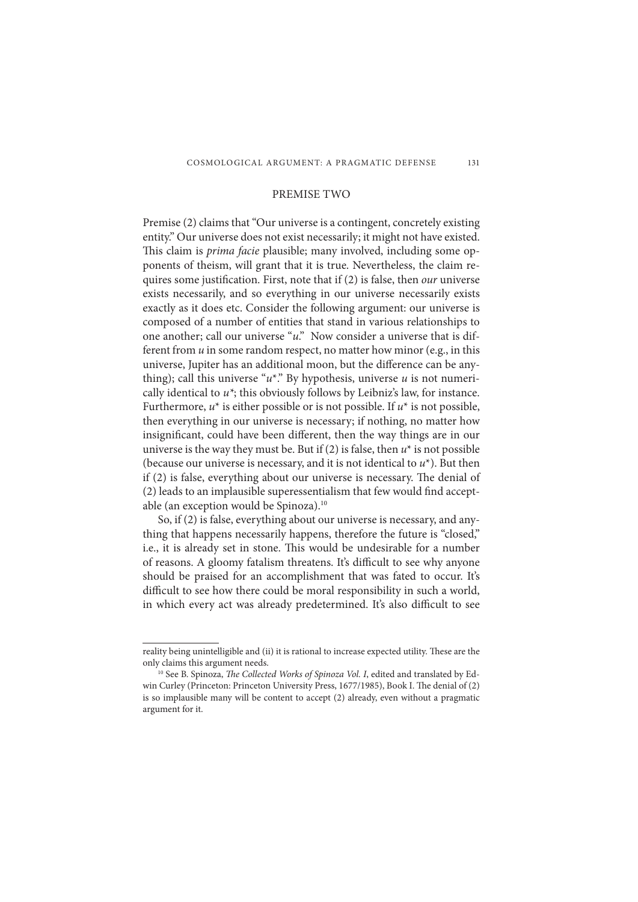## PREMISE TWO

Premise (2) claims that "Our universe is a contingent, concretely existing entity." Our universe does not exist necessarily; it might not have existed. This claim is *prima facie* plausible; many involved, including some opponents of theism, will grant that it is true. Nevertheless, the claim requires some justification. First, note that if (2) is false, then *our* universe exists necessarily, and so everything in our universe necessarily exists exactly as it does etc. Consider the following argument: our universe is composed of a number of entities that stand in various relationships to one another; call our universe "*u*." Now consider a universe that is different from *u* in some random respect, no matter how minor (e.g., in this universe, Jupiter has an additional moon, but the difference can be anything); call this universe "*u**." By hypothesis, universe *u* is not numerically identical to *u**; this obviously follows by Leibniz's law, for instance. Furthermore, *u** is either possible or is not possible. If *u** is not possible, then everything in our universe is necessary; if nothing, no matter how insignificant, could have been different, then the way things are in our universe is the way they must be. But if (2) is false, then *u** is not possible (because our universe is necessary, and it is not identical to *u**). But then if (2) is false, everything about our universe is necessary. The denial of (2) leads to an implausible superessentialism that few would find acceptable (an exception would be Spinoza).[10]

So, if (2) is false, everything about our universe is necessary, and anything that happens necessarily happens, therefore the future is "closed," i.e., it is already set in stone. This would be undesirable for a number of reasons. A gloomy fatalism threatens. It's difficult to see why anyone should be praised for an accomplishment that was fated to occur. It's difficult to see how there could be moral responsibility in such a world, in which every act was already predetermined. It's also difficult to see

---

reality being unintelligible and (ii) it is rational to increase expected utility. These are the only claims this argument needs.

[10] See B. Spinoza, *The Collected Works of Spinoza Vol. I*, edited and translated by Edwin Curley (Princeton: Princeton University Press, 1677/1985), Book I. The denial of (2) is so implausible many will be content to accept (2) already, even without a pragmatic argument for it.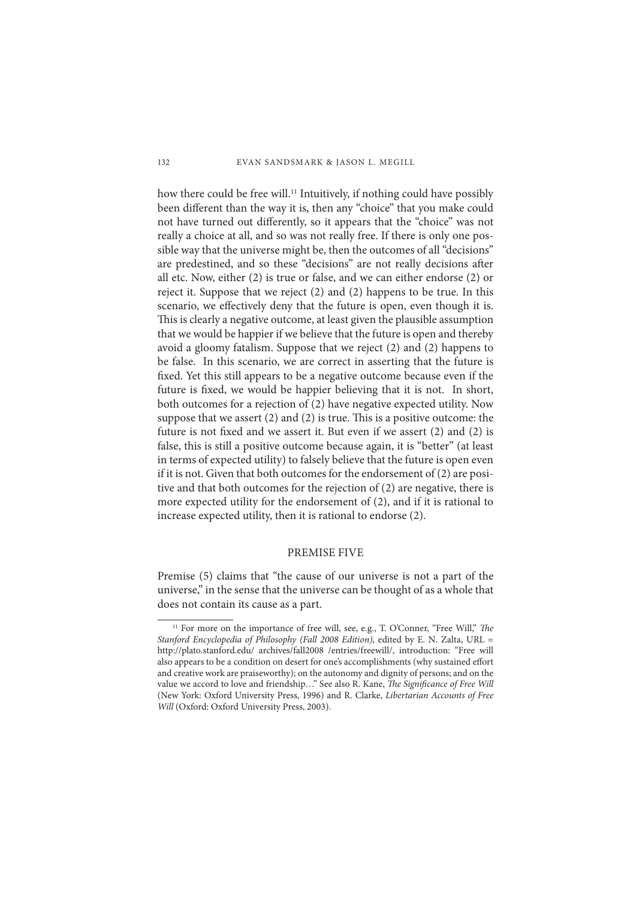how there could be free will.[11] Intuitively, if nothing could have possibly been different than the way it is, then any "choice" that you make could not have turned out differently, so it appears that the "choice" was not really a choice at all, and so was not really free. If there is only one possible way that the universe might be, then the outcomes of all "decisions" are predestined, and so these "decisions" are not really decisions after all etc. Now, either (2) is true or false, and we can either endorse (2) or reject it. Suppose that we reject (2) and (2) happens to be true. In this scenario, we effectively deny that the future is open, even though it is. This is clearly a negative outcome, at least given the plausible assumption that we would be happier if we believe that the future is open and thereby avoid a gloomy fatalism. Suppose that we reject (2) and (2) happens to be false. In this scenario, we are correct in asserting that the future is fixed. Yet this still appears to be a negative outcome because even if the future is fixed, we would be happier believing that it is not. In short, both outcomes for a rejection of (2) have negative expected utility. Now suppose that we assert (2) and (2) is true. This is a positive outcome: the future is not fixed and we assert it. But even if we assert (2) and (2) is false, this is still a positive outcome because again, it is "better" (at least in terms of expected utility) to falsely believe that the future is open even if it is not. Given that both outcomes for the endorsement of (2) are positive and that both outcomes for the rejection of (2) are negative, there is more expected utility for the endorsement of (2), and if it is rational to increase expected utility, then it is rational to endorse (2).

## PREMISE FIVE

Premise (5) claims that "the cause of our universe is not a part of the universe," in the sense that the universe can be thought of as a whole that does not contain its cause as a part.

---

[11] For more on the importance of free will, see, e.g., T. O'Conner, "Free Will," *The Stanford Encyclopedia of Philosophy (Fall 2008 Edition)*, edited by E. N. Zalta, URL = http://plato.stanford.edu/ archives/fall2008 /entries/freewill/, introduction: "Free will also appears to be a condition on desert for one's accomplishments (why sustained effort and creative work are praiseworthy); on the autonomy and dignity of persons; and on the value we accord to love and friendship…" See also R. Kane, *The Significance of Free Will* (New York: Oxford University Press, 1996) and R. Clarke, *Libertarian Accounts of Free Will* (Oxford: Oxford University Press, 2003).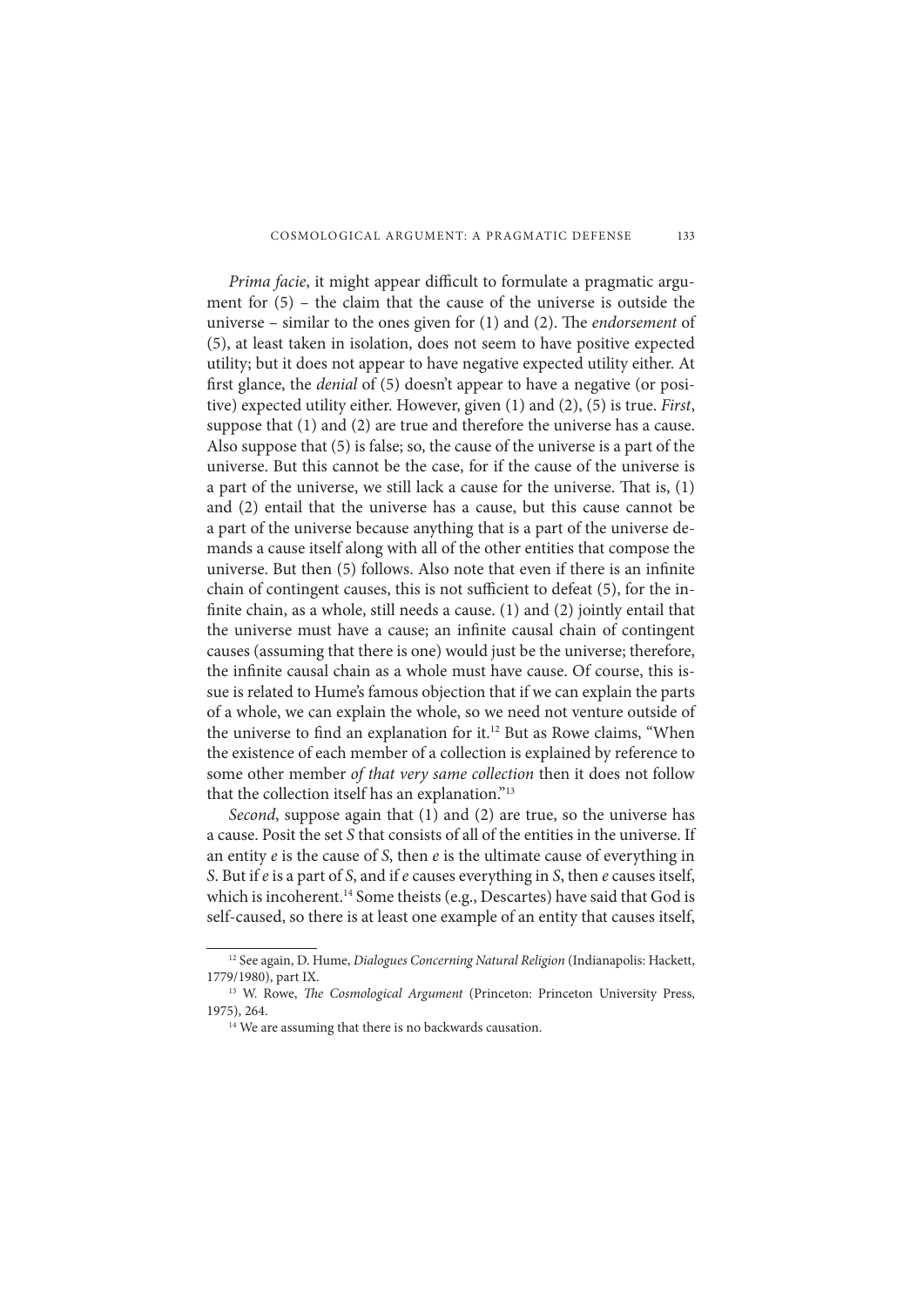*Prima facie*, it might appear difficult to formulate a pragmatic argument for (5) – the claim that the cause of the universe is outside the universe – similar to the ones given for (1) and (2). The *endorsement* of (5), at least taken in isolation, does not seem to have positive expected utility; but it does not appear to have negative expected utility either. At first glance, the *denial* of (5) doesn't appear to have a negative (or positive) expected utility either. However, given (1) and (2), (5) is true. *First*, suppose that (1) and (2) are true and therefore the universe has a cause. Also suppose that (5) is false; so, the cause of the universe is a part of the universe. But this cannot be the case, for if the cause of the universe is a part of the universe, we still lack a cause for the universe. That is, (1) and (2) entail that the universe has a cause, but this cause cannot be a part of the universe because anything that is a part of the universe demands a cause itself along with all of the other entities that compose the universe. But then (5) follows. Also note that even if there is an infinite chain of contingent causes, this is not sufficient to defeat (5), for the infinite chain, as a whole, still needs a cause. (1) and (2) jointly entail that the universe must have a cause; an infinite causal chain of contingent causes (assuming that there is one) would just be the universe; therefore, the infinite causal chain as a whole must have cause. Of course, this issue is related to Hume's famous objection that if we can explain the parts of a whole, we can explain the whole, so we need not venture outside of the universe to find an explanation for it.[12] But as Rowe claims, "When the existence of each member of a collection is explained by reference to some other member *of that very same collection* then it does not follow that the collection itself has an explanation."[13]

*Second*, suppose again that (1) and (2) are true, so the universe has a cause. Posit the set *S* that consists of all of the entities in the universe. If an entity *e* is the cause of *S*, then *e* is the ultimate cause of everything in *S*. But if *e* is a part of *S*, and if *e* causes everything in *S*, then *e* causes itself, which is incoherent.[14] Some theists (e.g., Descartes) have said that God is self-caused, so there is at least one example of an entity that causes itself,

---

[12] See again, D. Hume, *Dialogues Concerning Natural Religion* (Indianapolis: Hackett, 1779/1980), part IX.

[13] W. Rowe, *The Cosmological Argument* (Princeton: Princeton University Press, 1975), 264.

[14] We are assuming that there is no backwards causation.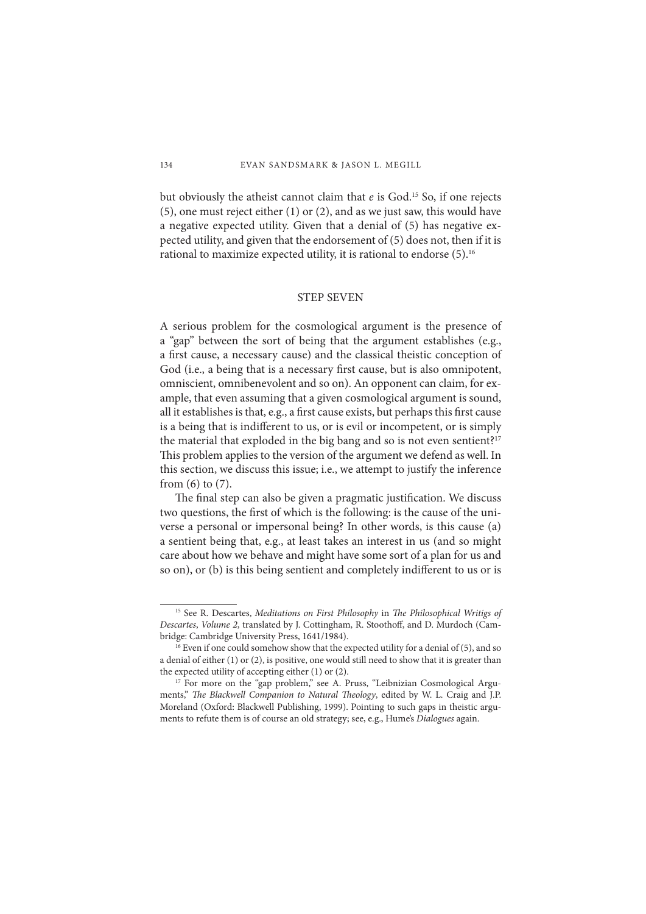but obviously the atheist cannot claim that *e* is God.[15] So, if one rejects (5), one must reject either (1) or (2), and as we just saw, this would have a negative expected utility. Given that a denial of (5) has negative expected utility, and given that the endorsement of (5) does not, then if it is rational to maximize expected utility, it is rational to endorse (5).[16]

## STEP SEVEN

A serious problem for the cosmological argument is the presence of a "gap" between the sort of being that the argument establishes (e.g., a first cause, a necessary cause) and the classical theistic conception of God (i.e., a being that is a necessary first cause, but is also omnipotent, omniscient, omnibenevolent and so on). An opponent can claim, for example, that even assuming that a given cosmological argument is sound, all it establishes is that, e.g., a first cause exists, but perhaps this first cause is a being that is indifferent to us, or is evil or incompetent, or is simply the material that exploded in the big bang and so is not even sentient?[17] This problem applies to the version of the argument we defend as well. In this section, we discuss this issue; i.e., we attempt to justify the inference from (6) to (7).

The final step can also be given a pragmatic justification. We discuss two questions, the first of which is the following: is the cause of the universe a personal or impersonal being? In other words, is this cause (a) a sentient being that, e.g., at least takes an interest in us (and so might care about how we behave and might have some sort of a plan for us and so on), or (b) is this being sentient and completely indifferent to us or is

---

[15] See R. Descartes, *Meditations on First Philosophy* in *The Philosophical Writigs of Descartes*, *Volume 2*, translated by J. Cottingham, R. Stoothoff, and D. Murdoch (Cambridge: Cambridge University Press, 1641/1984).

[16] Even if one could somehow show that the expected utility for a denial of (5), and so a denial of either (1) or (2), is positive, one would still need to show that it is greater than the expected utility of accepting either (1) or (2).

[17] For more on the "gap problem," see A. Pruss, "Leibnizian Cosmological Arguments," *The Blackwell Companion to Natural Theology*, edited by W. L. Craig and J.P. Moreland (Oxford: Blackwell Publishing, 1999). Pointing to such gaps in theistic arguments to refute them is of course an old strategy; see, e.g., Hume's *Dialogues* again.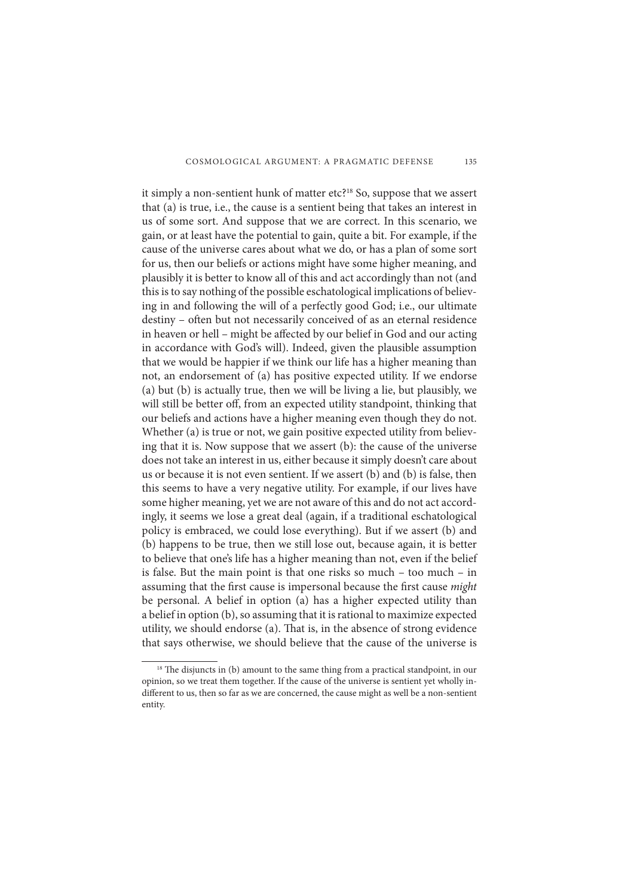it simply a non-sentient hunk of matter etc?[18] So, suppose that we assert that (a) is true, i.e., the cause is a sentient being that takes an interest in us of some sort. And suppose that we are correct. In this scenario, we gain, or at least have the potential to gain, quite a bit. For example, if the cause of the universe cares about what we do, or has a plan of some sort for us, then our beliefs or actions might have some higher meaning, and plausibly it is better to know all of this and act accordingly than not (and this is to say nothing of the possible eschatological implications of believing in and following the will of a perfectly good God; i.e., our ultimate destiny – often but not necessarily conceived of as an eternal residence in heaven or hell – might be affected by our belief in God and our acting in accordance with God's will). Indeed, given the plausible assumption that we would be happier if we think our life has a higher meaning than not, an endorsement of (a) has positive expected utility. If we endorse (a) but (b) is actually true, then we will be living a lie, but plausibly, we will still be better off, from an expected utility standpoint, thinking that our beliefs and actions have a higher meaning even though they do not. Whether (a) is true or not, we gain positive expected utility from believing that it is. Now suppose that we assert (b): the cause of the universe does not take an interest in us, either because it simply doesn't care about us or because it is not even sentient. If we assert (b) and (b) is false, then this seems to have a very negative utility. For example, if our lives have some higher meaning, yet we are not aware of this and do not act accordingly, it seems we lose a great deal (again, if a traditional eschatological policy is embraced, we could lose everything). But if we assert (b) and (b) happens to be true, then we still lose out, because again, it is better to believe that one's life has a higher meaning than not, even if the belief is false. But the main point is that one risks so much – too much – in assuming that the first cause is impersonal because the first cause *might* be personal. A belief in option (a) has a higher expected utility than a belief in option (b), so assuming that it is rational to maximize expected utility, we should endorse (a). That is, in the absence of strong evidence that says otherwise, we should believe that the cause of the universe is

[18] The disjuncts in (b) amount to the same thing from a practical standpoint, in our opinion, so we treat them together. If the cause of the universe is sentient yet wholly indifferent to us, then so far as we are concerned, the cause might as well be a non-sentient entity.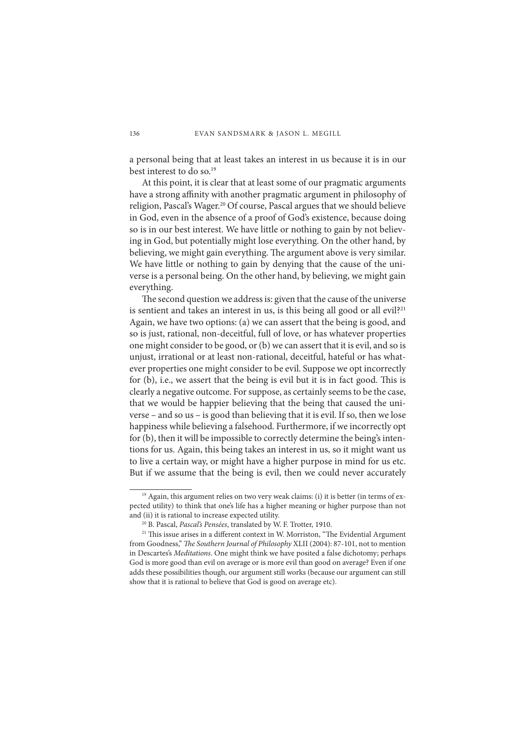a personal being that at least takes an interest in us because it is in our best interest to do so.[19]

At this point, it is clear that at least some of our pragmatic arguments have a strong affinity with another pragmatic argument in philosophy of religion, Pascal's Wager.[20] Of course, Pascal argues that we should believe in God, even in the absence of a proof of God's existence, because doing so is in our best interest. We have little or nothing to gain by not believing in God, but potentially might lose everything. On the other hand, by believing, we might gain everything. The argument above is very similar. We have little or nothing to gain by denying that the cause of the universe is a personal being. On the other hand, by believing, we might gain everything.

The second question we address is: given that the cause of the universe is sentient and takes an interest in us, is this being all good or all evil?[21] Again, we have two options: (a) we can assert that the being is good, and so is just, rational, non-deceitful, full of love, or has whatever properties one might consider to be good, or (b) we can assert that it is evil, and so is unjust, irrational or at least non-rational, deceitful, hateful or has whatever properties one might consider to be evil. Suppose we opt incorrectly for (b), i.e., we assert that the being is evil but it is in fact good. This is clearly a negative outcome. For suppose, as certainly seems to be the case, that we would be happier believing that the being that caused the universe – and so us – is good than believing that it is evil. If so, then we lose happiness while believing a falsehood. Furthermore, if we incorrectly opt for (b), then it will be impossible to correctly determine the being's intentions for us. Again, this being takes an interest in us, so it might want us to live a certain way, or might have a higher purpose in mind for us etc. But if we assume that the being is evil, then we could never accurately

---

[19] Again, this argument relies on two very weak claims: (i) it is better (in terms of expected utility) to think that one's life has a higher meaning or higher purpose than not and (ii) it is rational to increase expected utility.

[20] B. Pascal, *Pascal's Pensées*, translated by W. F. Trotter, 1910.

[21] This issue arises in a different context in W. Morriston, "The Evidential Argument from Goodness," *The Southern Journal of Philosophy* XLII (2004): 87-101, not to mention in Descartes's *Meditations*. One might think we have posited a false dichotomy; perhaps God is more good than evil on average or is more evil than good on average? Even if one adds these possibilities though, our argument still works (because our argument can still show that it is rational to believe that God is good on average etc).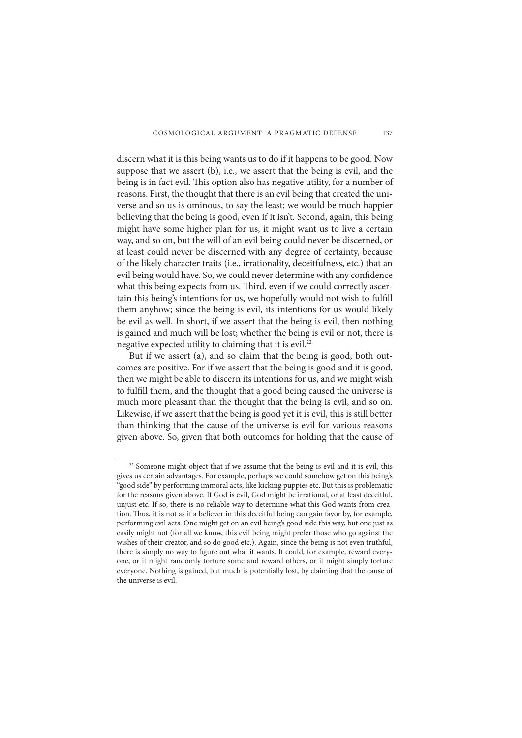discern what it is this being wants us to do if it happens to be good. Now suppose that we assert (b), i.e., we assert that the being is evil, and the being is in fact evil. This option also has negative utility, for a number of reasons. First, the thought that there is an evil being that created the universe and so us is ominous, to say the least; we would be much happier believing that the being is good, even if it isn't. Second, again, this being might have some higher plan for us, it might want us to live a certain way, and so on, but the will of an evil being could never be discerned, or at least could never be discerned with any degree of certainty, because of the likely character traits (i.e., irrationality, deceitfulness, etc.) that an evil being would have. So, we could never determine with any confidence what this being expects from us. Third, even if we could correctly ascertain this being's intentions for us, we hopefully would not wish to fulfill them anyhow; since the being is evil, its intentions for us would likely be evil as well. In short, if we assert that the being is evil, then nothing is gained and much will be lost; whether the being is evil or not, there is negative expected utility to claiming that it is evil.[22]

But if we assert (a), and so claim that the being is good, both outcomes are positive. For if we assert that the being is good and it is good, then we might be able to discern its intentions for us, and we might wish to fulfill them, and the thought that a good being caused the universe is much more pleasant than the thought that the being is evil, and so on. Likewise, if we assert that the being is good yet it is evil, this is still better than thinking that the cause of the universe is evil for various reasons given above. So, given that both outcomes for holding that the cause of

[22] Someone might object that if we assume that the being is evil and it is evil, this gives us certain advantages. For example, perhaps we could somehow get on this being's "good side" by performing immoral acts, like kicking puppies etc. But this is problematic for the reasons given above. If God is evil, God might be irrational, or at least deceitful, unjust etc. If so, there is no reliable way to determine what this God wants from creation. Thus, it is not as if a believer in this deceitful being can gain favor by, for example, performing evil acts. One might get on an evil being's good side this way, but one just as easily might not (for all we know, this evil being might prefer those who go against the wishes of their creator, and so do good etc.). Again, since the being is not even truthful, there is simply no way to figure out what it wants. It could, for example, reward everyone, or it might randomly torture some and reward others, or it might simply torture everyone. Nothing is gained, but much is potentially lost, by claiming that the cause of the universe is evil.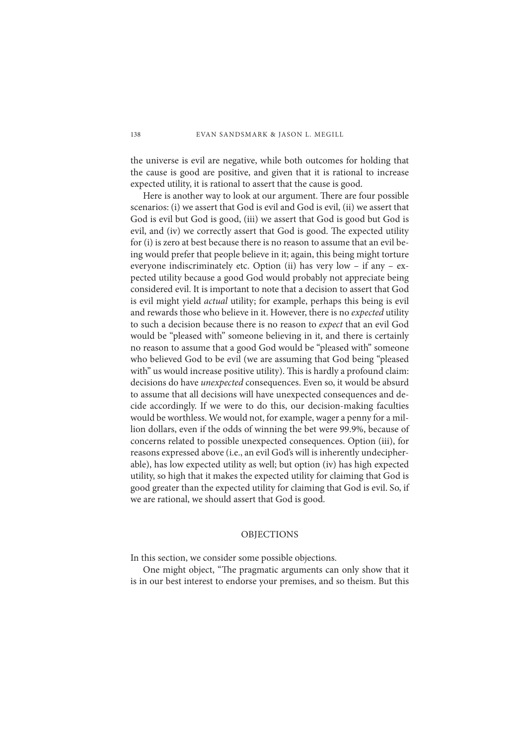the universe is evil are negative, while both outcomes for holding that the cause is good are positive, and given that it is rational to increase expected utility, it is rational to assert that the cause is good.

Here is another way to look at our argument. There are four possible scenarios: (i) we assert that God is evil and God is evil, (ii) we assert that God is evil but God is good, (iii) we assert that God is good but God is evil, and (iv) we correctly assert that God is good. The expected utility for (i) is zero at best because there is no reason to assume that an evil being would prefer that people believe in it; again, this being might torture everyone indiscriminately etc. Option (ii) has very low – if any – expected utility because a good God would probably not appreciate being considered evil. It is important to note that a decision to assert that God is evil might yield *actual* utility; for example, perhaps this being is evil and rewards those who believe in it. However, there is no *expected* utility to such a decision because there is no reason to *expect* that an evil God would be "pleased with" someone believing in it, and there is certainly no reason to assume that a good God would be "pleased with" someone who believed God to be evil (we are assuming that God being "pleased with" us would increase positive utility). This is hardly a profound claim: decisions do have *unexpected* consequences. Even so, it would be absurd to assume that all decisions will have unexpected consequences and decide accordingly. If we were to do this, our decision-making faculties would be worthless. We would not, for example, wager a penny for a million dollars, even if the odds of winning the bet were 99.9%, because of concerns related to possible unexpected consequences. Option (iii), for reasons expressed above (i.e., an evil God's will is inherently undecipherable), has low expected utility as well; but option (iv) has high expected utility, so high that it makes the expected utility for claiming that God is good greater than the expected utility for claiming that God is evil. So, if we are rational, we should assert that God is good.

## OBJECTIONS

In this section, we consider some possible objections.

One might object, "The pragmatic arguments can only show that it is in our best interest to endorse your premises, and so theism. But this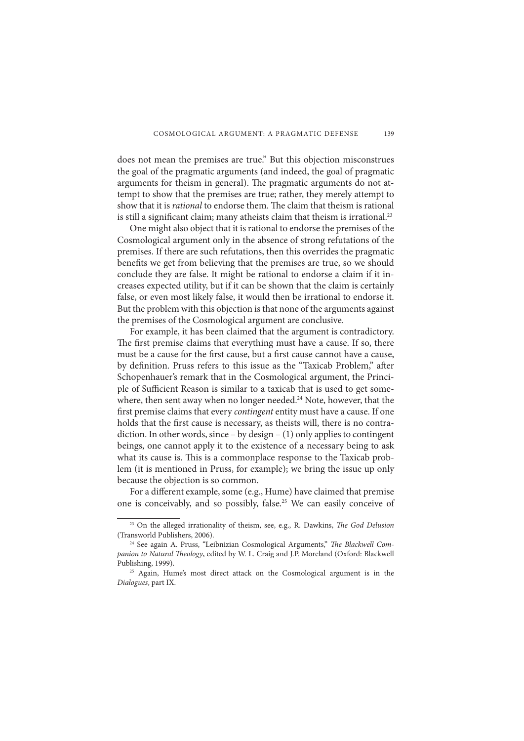does not mean the premises are true." But this objection misconstrues the goal of the pragmatic arguments (and indeed, the goal of pragmatic arguments for theism in general). The pragmatic arguments do not attempt to show that the premises are true; rather, they merely attempt to show that it is *rational* to endorse them. The claim that theism is rational is still a significant claim; many atheists claim that theism is irrational.[23]

One might also object that it is rational to endorse the premises of the Cosmological argument only in the absence of strong refutations of the premises. If there are such refutations, then this overrides the pragmatic benefits we get from believing that the premises are true, so we should conclude they are false. It might be rational to endorse a claim if it increases expected utility, but if it can be shown that the claim is certainly false, or even most likely false, it would then be irrational to endorse it. But the problem with this objection is that none of the arguments against the premises of the Cosmological argument are conclusive.

For example, it has been claimed that the argument is contradictory. The first premise claims that everything must have a cause. If so, there must be a cause for the first cause, but a first cause cannot have a cause, by definition. Pruss refers to this issue as the "Taxicab Problem," after Schopenhauer's remark that in the Cosmological argument, the Principle of Sufficient Reason is similar to a taxicab that is used to get somewhere, then sent away when no longer needed.[24] Note, however, that the first premise claims that every *contingent* entity must have a cause. If one holds that the first cause is necessary, as theists will, there is no contradiction. In other words, since – by design – (1) only applies to contingent beings, one cannot apply it to the existence of a necessary being to ask what its cause is. This is a commonplace response to the Taxicab problem (it is mentioned in Pruss, for example); we bring the issue up only because the objection is so common.

For a different example, some (e.g., Hume) have claimed that premise one is conceivably, and so possibly, false.[25] We can easily conceive of

---

[23] On the alleged irrationality of theism, see, e.g., R. Dawkins, *The God Delusion* (Transworld Publishers, 2006).

[24] See again A. Pruss, "Leibnizian Cosmological Arguments," *The Blackwell Companion to Natural Theology*, edited by W. L. Craig and J.P. Moreland (Oxford: Blackwell Publishing, 1999).

[25] Again, Hume's most direct attack on the Cosmological argument is in the *Dialogues*, part IX.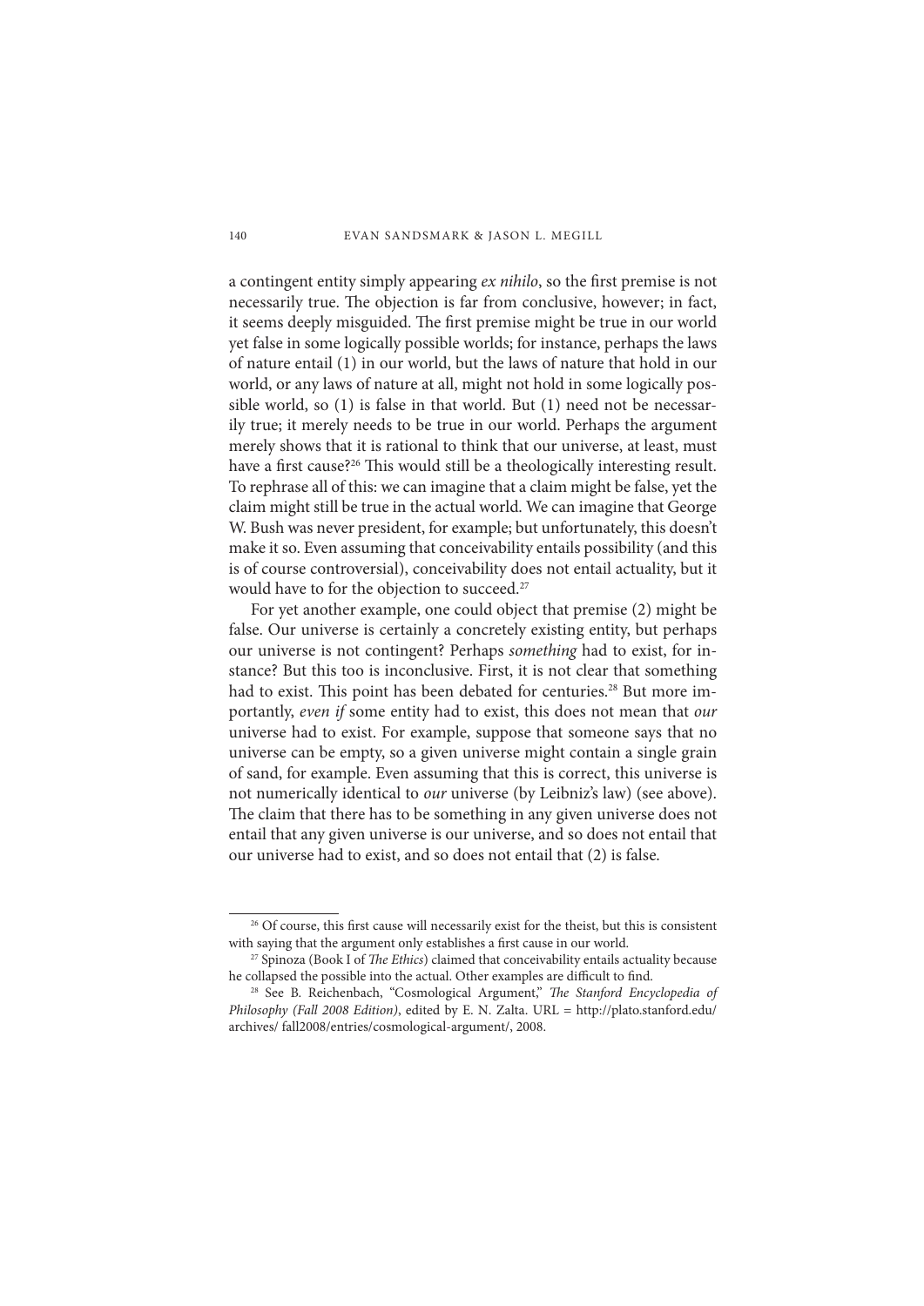a contingent entity simply appearing *ex nihilo*, so the first premise is not necessarily true. The objection is far from conclusive, however; in fact, it seems deeply misguided. The first premise might be true in our world yet false in some logically possible worlds; for instance, perhaps the laws of nature entail (1) in our world, but the laws of nature that hold in our world, or any laws of nature at all, might not hold in some logically possible world, so (1) is false in that world. But (1) need not be necessarily true; it merely needs to be true in our world. Perhaps the argument merely shows that it is rational to think that our universe, at least, must have a first cause?[26] This would still be a theologically interesting result. To rephrase all of this: we can imagine that a claim might be false, yet the claim might still be true in the actual world. We can imagine that George W. Bush was never president, for example; but unfortunately, this doesn't make it so. Even assuming that conceivability entails possibility (and this is of course controversial), conceivability does not entail actuality, but it would have to for the objection to succeed.[27]

For yet another example, one could object that premise (2) might be false. Our universe is certainly a concretely existing entity, but perhaps our universe is not contingent? Perhaps *something* had to exist, for instance? But this too is inconclusive. First, it is not clear that something had to exist. This point has been debated for centuries.[28] But more importantly, *even if* some entity had to exist, this does not mean that *our* universe had to exist. For example, suppose that someone says that no universe can be empty, so a given universe might contain a single grain of sand, for example. Even assuming that this is correct, this universe is not numerically identical to *our* universe (by Leibniz's law) (see above). The claim that there has to be something in any given universe does not entail that any given universe is our universe, and so does not entail that our universe had to exist, and so does not entail that (2) is false.

---

[26] Of course, this first cause will necessarily exist for the theist, but this is consistent with saying that the argument only establishes a first cause in our world.

[27] Spinoza (Book I of *The Ethics*) claimed that conceivability entails actuality because he collapsed the possible into the actual. Other examples are difficult to find.

[28] See B. Reichenbach, "Cosmological Argument," *The Stanford Encyclopedia of Philosophy (Fall 2008 Edition)*, edited by E. N. Zalta. URL = http://plato.stanford.edu/archives/ fall2008/entries/cosmological-argument/, 2008.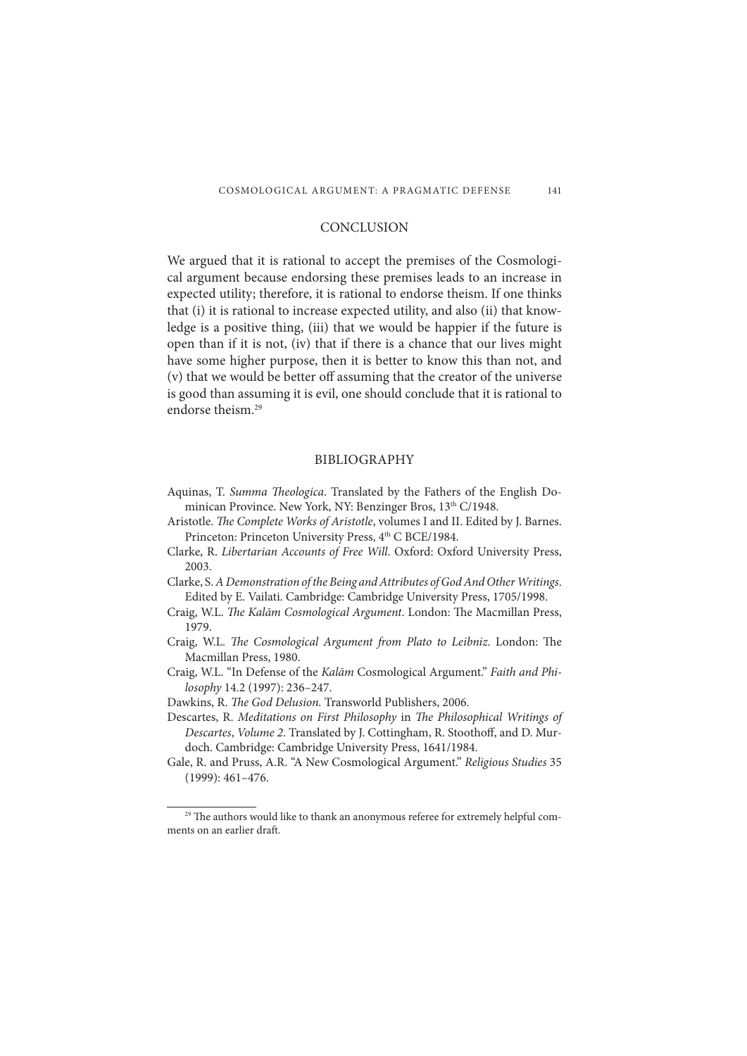## CONCLUSION

We argued that it is rational to accept the premises of the Cosmological argument because endorsing these premises leads to an increase in expected utility; therefore, it is rational to endorse theism. If one thinks that (i) it is rational to increase expected utility, and also (ii) that knowledge is a positive thing, (iii) that we would be happier if the future is open than if it is not, (iv) that if there is a chance that our lives might have some higher purpose, then it is better to know this than not, and (v) that we would be better off assuming that the creator of the universe is good than assuming it is evil, one should conclude that it is rational to endorse theism.[29]

## BIBLIOGRAPHY

Aquinas, T. *Summa Theologica*. Translated by the Fathers of the English Dominican Province. New York, NY: Benzinger Bros, 13th C/1948.

Aristotle. *The Complete Works of Aristotle*, volumes I and II. Edited by J. Barnes. Princeton: Princeton University Press, 4th C BCE/1984.

Clarke, R. *Libertarian Accounts of Free Will*. Oxford: Oxford University Press, 2003.

Clarke, S. *A Demonstration of the Being and Attributes of God And Other Writings*. Edited by E. Vailati. Cambridge: Cambridge University Press, 1705/1998.

Craig, W.L. *The Kalām Cosmological Argument*. London: The Macmillan Press, 1979.

Craig, W.L. *The Cosmological Argument from Plato to Leibniz*. London: The Macmillan Press, 1980.

Craig, W.L. "In Defense of the *Kalām* Cosmological Argument." *Faith and Philosophy* 14.2 (1997): 236–247.

Dawkins, R. *The God Delusion*. Transworld Publishers, 2006.

Descartes, R. *Meditations on First Philosophy* in *The Philosophical Writings of Descartes*, *Volume 2*. Translated by J. Cottingham, R. Stoothoff, and D. Murdoch. Cambridge: Cambridge University Press, 1641/1984.

Gale, R. and Pruss, A.R. "A New Cosmological Argument." *Religious Studies* 35 (1999): 461–476.

---

[29] The authors would like to thank an anonymous referee for extremely helpful comments on an earlier draft.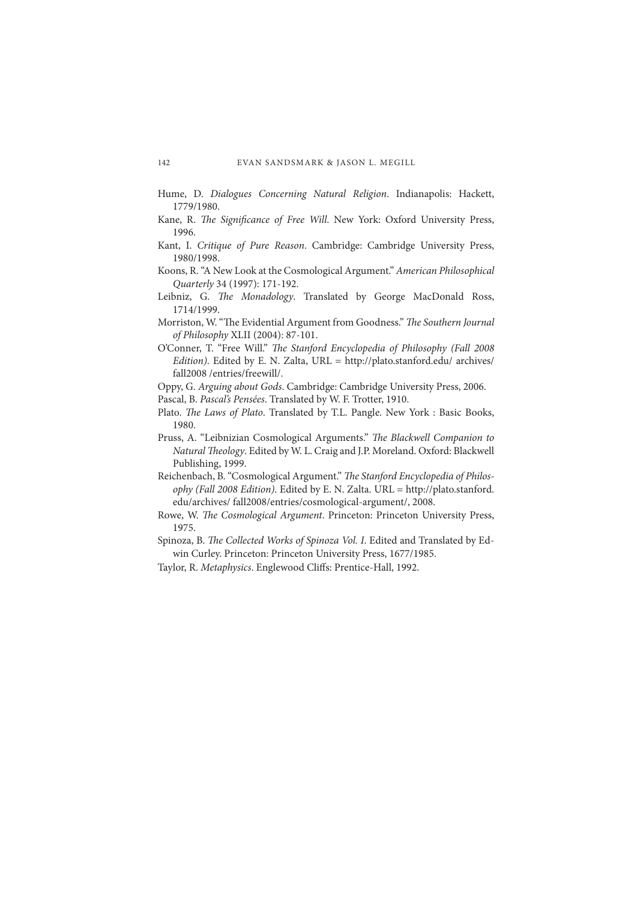Hume, D. *Dialogues Concerning Natural Religion*. Indianapolis: Hackett, 1779/1980.

Kane, R. *The Significance of Free Will*. New York: Oxford University Press, 1996.

Kant, I. *Critique of Pure Reason*. Cambridge: Cambridge University Press, 1980/1998.

Koons, R. "A New Look at the Cosmological Argument." *American Philosophical Quarterly* 34 (1997): 171-192.

Leibniz, G. *The Monadology*. Translated by George MacDonald Ross, 1714/1999.

Morriston, W. "The Evidential Argument from Goodness." *The Southern Journal of Philosophy* XLII (2004): 87-101.

O'Conner, T. "Free Will." *The Stanford Encyclopedia of Philosophy (Fall 2008 Edition)*. Edited by E. N. Zalta, URL = http://plato.stanford.edu/ archives/ fall2008 /entries/freewill/.

Oppy, G. *Arguing about Gods*. Cambridge: Cambridge University Press, 2006.

Pascal, B. *Pascal's Pensées*. Translated by W. F. Trotter, 1910.

Plato. *The Laws of Plato*. Translated by T.L. Pangle. New York : Basic Books, 1980.

Pruss, A. "Leibnizian Cosmological Arguments." *The Blackwell Companion to Natural Theology*. Edited by W. L. Craig and J.P. Moreland. Oxford: Blackwell Publishing, 1999.

Reichenbach, B. "Cosmological Argument." *The Stanford Encyclopedia of Philosophy (Fall 2008 Edition)*. Edited by E. N. Zalta. URL = http://plato.stanford.edu/archives/ fall2008/entries/cosmological-argument/, 2008.

Rowe, W. *The Cosmological Argument*. Princeton: Princeton University Press, 1975.

Spinoza, B. *The Collected Works of Spinoza Vol. I*. Edited and Translated by Edwin Curley. Princeton: Princeton University Press, 1677/1985.

Taylor, R. *Metaphysics*. Englewood Cliffs: Prentice-Hall, 1992.